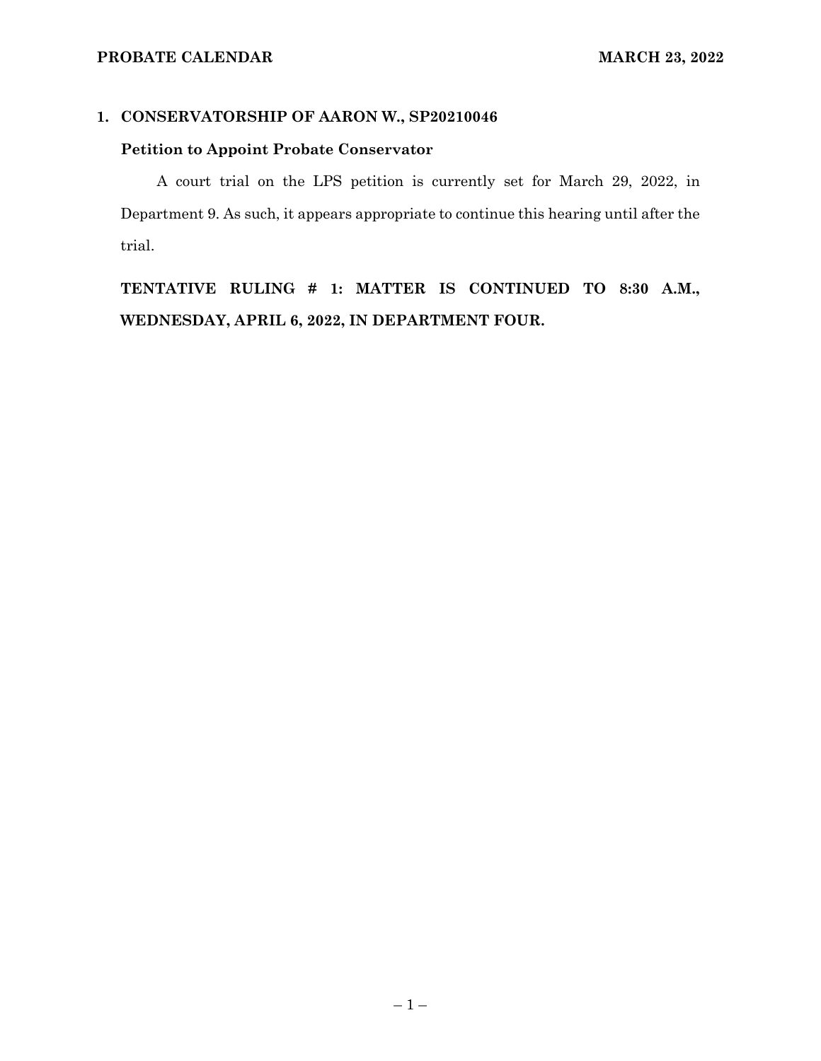## 1. CONSERVATORSHIP OF AARON W., SP20210046

### Petition to Appoint Probate Conservator

A court trial on the LPS petition is currently set for March 29, 2022, in Department 9. As such, it appears appropriate to continue this hearing until after the trial.

**TENTATIVE RULING # 1: MATTER IS CONTINUED TO 8:30 A.M., WEDNESDAY, APRIL 6, 2022, IN DEPARTMENT FOUR.**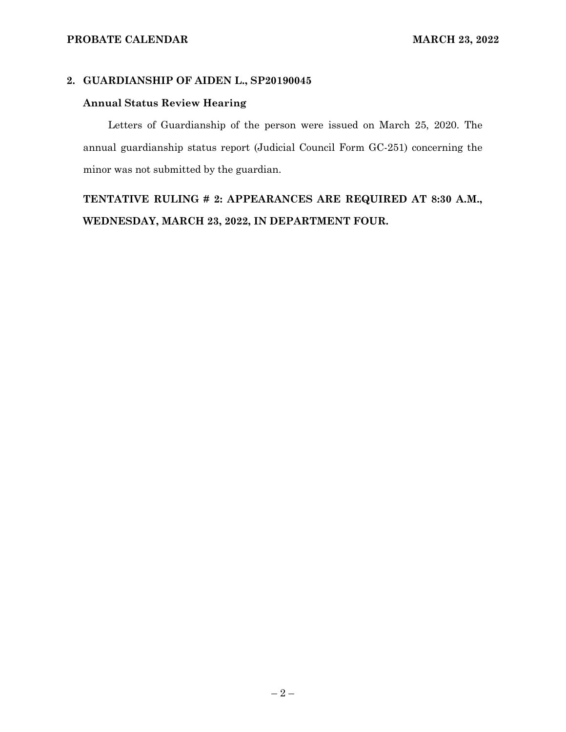## 2. GUARDIANSHIP OF AIDEN L., SP20190045

### Annual Status Review Hearing

Letters of Guardianship of the person were issued on March 25, 2020. The annual guardianship status report (Judicial Council Form GC-251) concerning the minor was not submitted by the guardian.

**TENTATIVE RULING # 2: APPEARANCES ARE REQUIRED AT 8:30 A.M., WEDNESDAY, MARCH 23, 2022, IN DEPARTMENT FOUR.**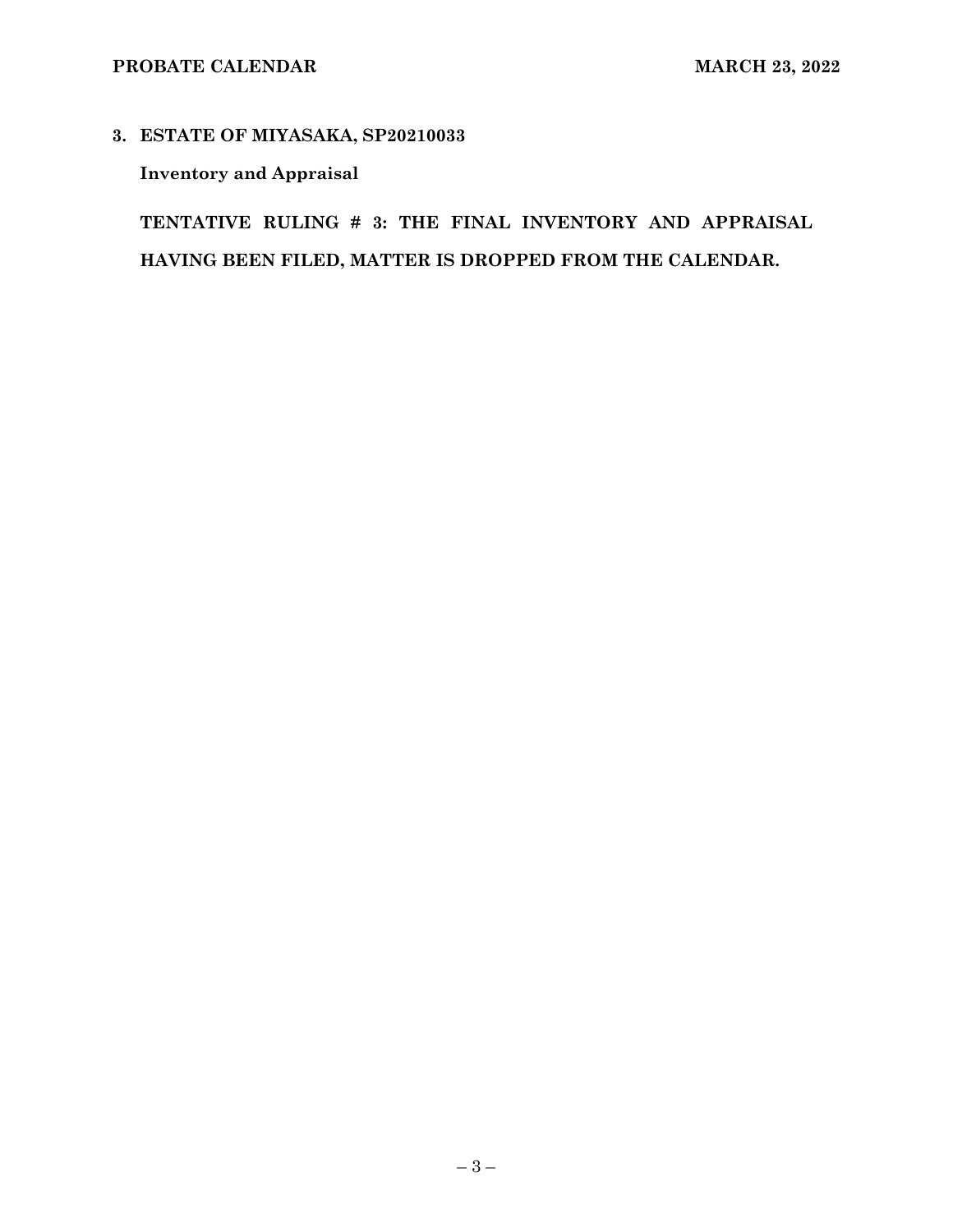**3. ESTATE OF MIYASAKA, SP20210033**

**Inventory and Appraisal**

**TENTATIVE RULING # 3: THE FINAL INVENTORY AND APPRAISAL HAVING BEEN FILED, MATTER IS DROPPED FROM THE CALENDAR.**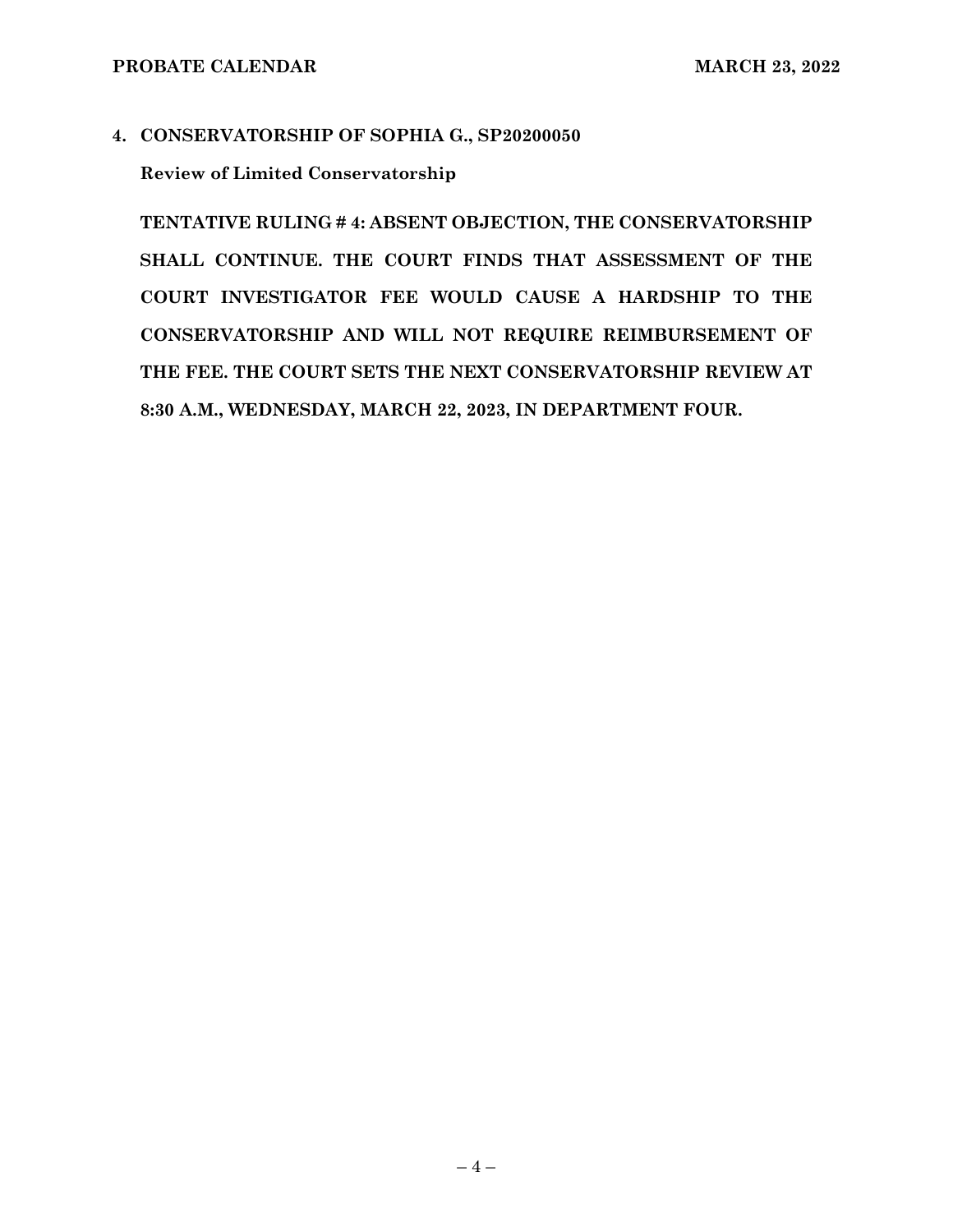**4. CONSERVATORSHIP OF SOPHIA G., SP20200050**

**Review of Limited Conservatorship**

**TENTATIVE RULING # 4: ABSENT OBJECTION, THE CONSERVATORSHIP SHALL CONTINUE. THE COURT FINDS THAT ASSESSMENT OF THE COURT INVESTIGATOR FEE WOULD CAUSE A HARDSHIP TO THE CONSERVATORSHIP AND WILL NOT REQUIRE REIMBURSEMENT OF THE FEE. THE COURT SETS THE NEXT CONSERVATORSHIP REVIEW AT 8:30 A.M., WEDNESDAY, MARCH 22, 2023, IN DEPARTMENT FOUR.**